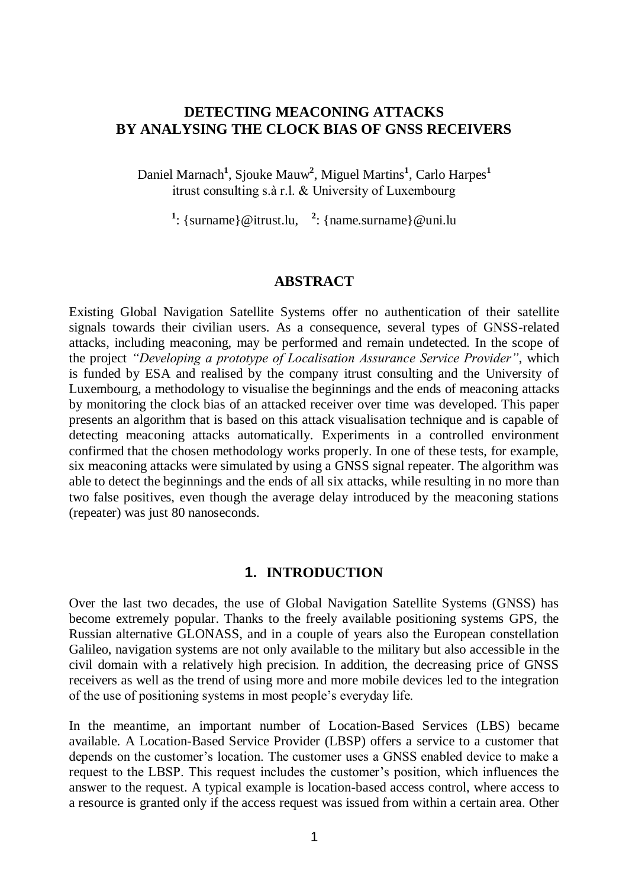# DETECTING MEACONING ATTACKS BY ANALYSING THE CLOCK BIAS OF GNSS RECEIVERS

Daniel Marnach[1], Sjouke Mauw[2], Miguel Martins[1], Carlo Harpes[1]
itrust consulting s.à r.l. & University of Luxembourg

[1]: {surname}@itrust.lu, [2]: {name.surname}@uni.lu

## ABSTRACT

Existing Global Navigation Satellite Systems offer no authentication of their satellite signals towards their civilian users. As a consequence, several types of GNSS-related attacks, including meaconing, may be performed and remain undetected. In the scope of the project *"Developing a prototype of Localisation Assurance Service Provider"*, which is funded by ESA and realised by the company itrust consulting and the University of Luxembourg, a methodology to visualise the beginnings and the ends of meaconing attacks by monitoring the clock bias of an attacked receiver over time was developed. This paper presents an algorithm that is based on this attack visualisation technique and is capable of detecting meaconing attacks automatically. Experiments in a controlled environment confirmed that the chosen methodology works properly. In one of these tests, for example, six meaconing attacks were simulated by using a GNSS signal repeater. The algorithm was able to detect the beginnings and the ends of all six attacks, while resulting in no more than two false positives, even though the average delay introduced by the meaconing stations (repeater) was just 80 nanoseconds.

## 1. INTRODUCTION

Over the last two decades, the use of Global Navigation Satellite Systems (GNSS) has become extremely popular. Thanks to the freely available positioning systems GPS, the Russian alternative GLONASS, and in a couple of years also the European constellation Galileo, navigation systems are not only available to the military but also accessible in the civil domain with a relatively high precision. In addition, the decreasing price of GNSS receivers as well as the trend of using more and more mobile devices led to the integration of the use of positioning systems in most people's everyday life.

In the meantime, an important number of Location-Based Services (LBS) became available. A Location-Based Service Provider (LBSP) offers a service to a customer that depends on the customer's location. The customer uses a GNSS enabled device to make a request to the LBSP. This request includes the customer's position, which influences the answer to the request. A typical example is location-based access control, where access to a resource is granted only if the access request was issued from within a certain area. Other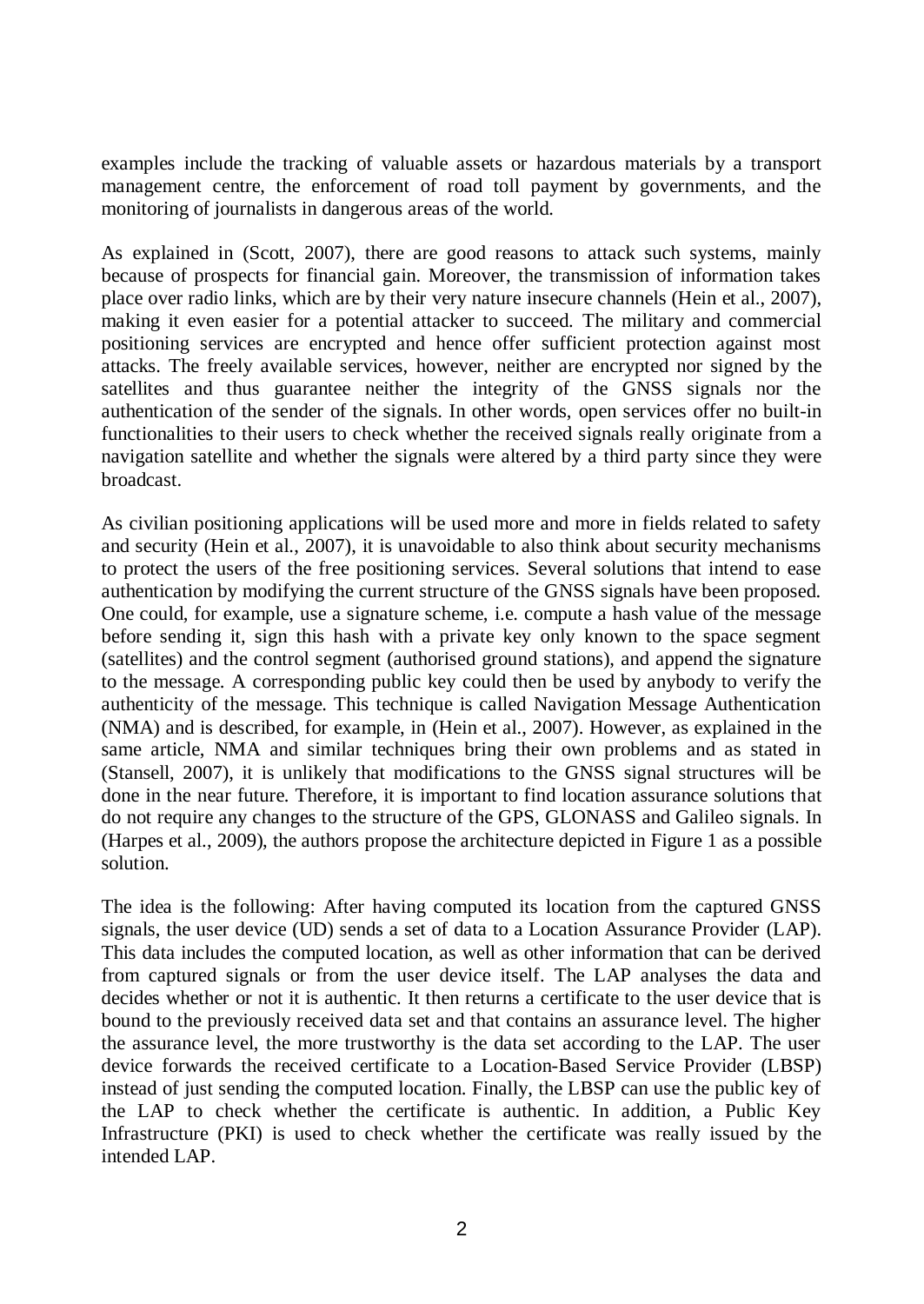examples include the tracking of valuable assets or hazardous materials by a transport management centre, the enforcement of road toll payment by governments, and the monitoring of journalists in dangerous areas of the world.

As explained in (Scott, 2007), there are good reasons to attack such systems, mainly because of prospects for financial gain. Moreover, the transmission of information takes place over radio links, which are by their very nature insecure channels (Hein et al., 2007), making it even easier for a potential attacker to succeed. The military and commercial positioning services are encrypted and hence offer sufficient protection against most attacks. The freely available services, however, neither are encrypted nor signed by the satellites and thus guarantee neither the integrity of the GNSS signals nor the authentication of the sender of the signals. In other words, open services offer no built-in functionalities to their users to check whether the received signals really originate from a navigation satellite and whether the signals were altered by a third party since they were broadcast.

As civilian positioning applications will be used more and more in fields related to safety and security (Hein et al., 2007), it is unavoidable to also think about security mechanisms to protect the users of the free positioning services. Several solutions that intend to ease authentication by modifying the current structure of the GNSS signals have been proposed. One could, for example, use a signature scheme, i.e. compute a hash value of the message before sending it, sign this hash with a private key only known to the space segment (satellites) and the control segment (authorised ground stations), and append the signature to the message. A corresponding public key could then be used by anybody to verify the authenticity of the message. This technique is called Navigation Message Authentication (NMA) and is described, for example, in (Hein et al., 2007). However, as explained in the same article, NMA and similar techniques bring their own problems and as stated in (Stansell, 2007), it is unlikely that modifications to the GNSS signal structures will be done in the near future. Therefore, it is important to find location assurance solutions that do not require any changes to the structure of the GPS, GLONASS and Galileo signals. In (Harpes et al., 2009), the authors propose the architecture depicted in Figure 1 as a possible solution.

The idea is the following: After having computed its location from the captured GNSS signals, the user device (UD) sends a set of data to a Location Assurance Provider (LAP). This data includes the computed location, as well as other information that can be derived from captured signals or from the user device itself. The LAP analyses the data and decides whether or not it is authentic. It then returns a certificate to the user device that is bound to the previously received data set and that contains an assurance level. The higher the assurance level, the more trustworthy is the data set according to the LAP. The user device forwards the received certificate to a Location-Based Service Provider (LBSP) instead of just sending the computed location. Finally, the LBSP can use the public key of the LAP to check whether the certificate is authentic. In addition, a Public Key Infrastructure (PKI) is used to check whether the certificate was really issued by the intended LAP.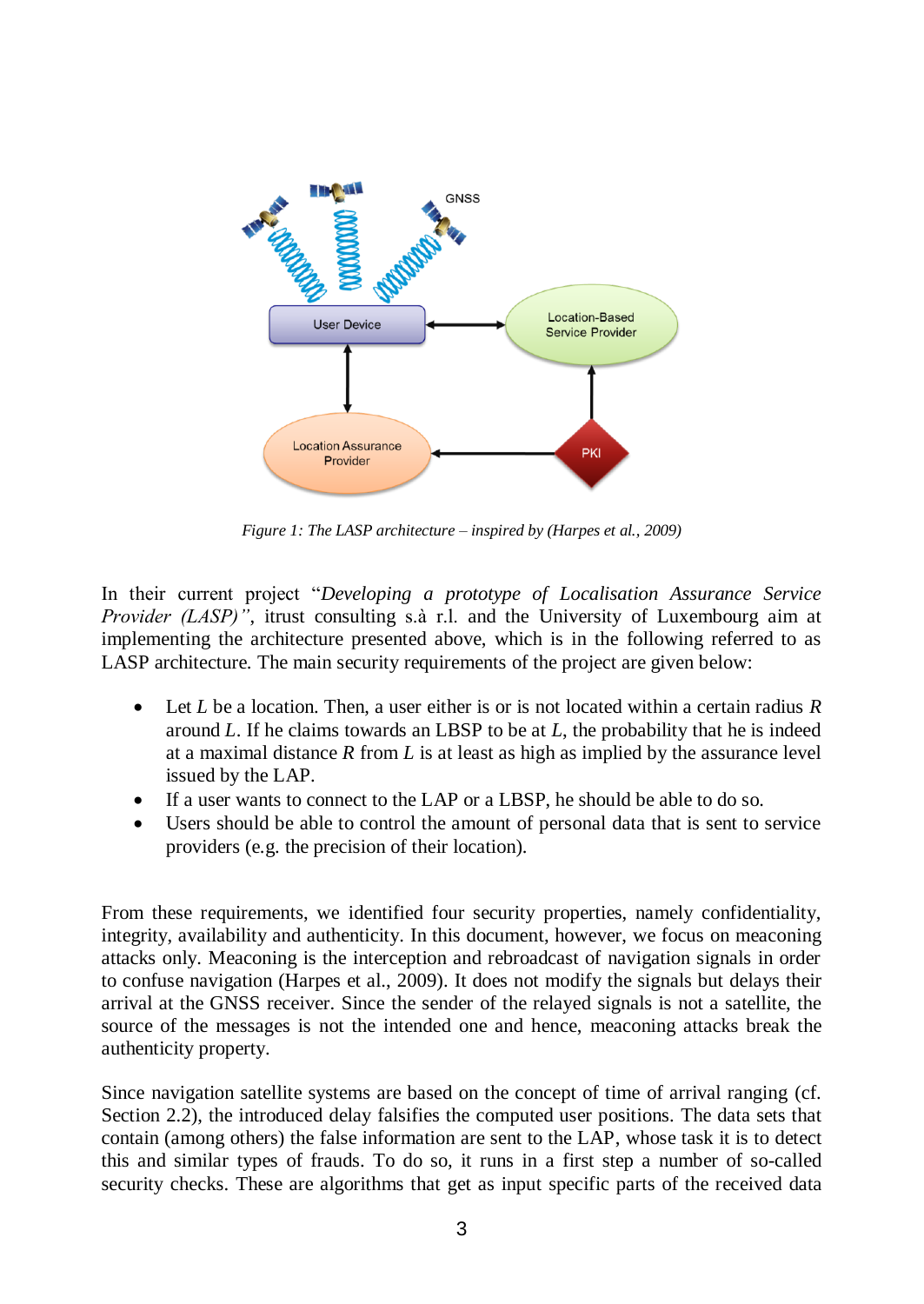GNSS

User Device

Location-Based Service Provider

Location Assurance Provider

PKI

*Figure 1: The LASP architecture – inspired by (Harpes et al., 2009)*

In their current project "*Developing a prototype of Localisation Assurance Service Provider (LASP)"*, itrust consulting s.à r.l. and the University of Luxembourg aim at implementing the architecture presented above, which is in the following referred to as LASP architecture. The main security requirements of the project are given below:

- Let $L$ be a location. Then, a user either is or is not located within a certain radius $R$ around $L$. If he claims towards an LBSP to be at $L$, the probability that he is indeed at a maximal distance $R$ from $L$ is at least as high as implied by the assurance level issued by the LAP.
- If a user wants to connect to the LAP or a LBSP, he should be able to do so.
- Users should be able to control the amount of personal data that is sent to service providers (e.g. the precision of their location).

From these requirements, we identified four security properties, namely confidentiality, integrity, availability and authenticity. In this document, however, we focus on meaconing attacks only. Meaconing is the interception and rebroadcast of navigation signals in order to confuse navigation (Harpes et al., 2009). It does not modify the signals but delays their arrival at the GNSS receiver. Since the sender of the relayed signals is not a satellite, the source of the messages is not the intended one and hence, meaconing attacks break the authenticity property.

Since navigation satellite systems are based on the concept of time of arrival ranging (cf. Section 2.2), the introduced delay falsifies the computed user positions. The data sets that contain (among others) the false information are sent to the LAP, whose task it is to detect this and similar types of frauds. To do so, it runs in a first step a number of so-called security checks. These are algorithms that get as input specific parts of the received data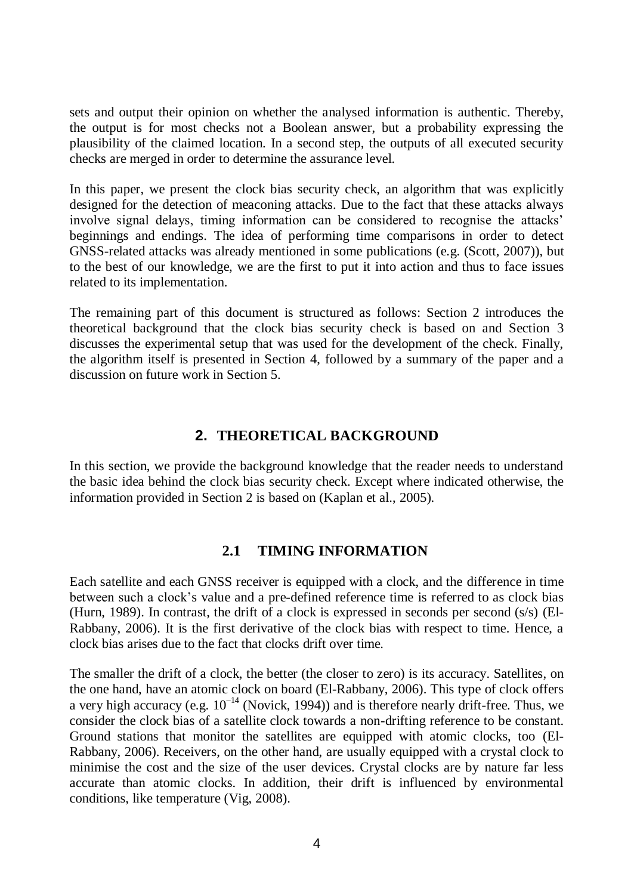sets and output their opinion on whether the analysed information is authentic. Thereby, the output is for most checks not a Boolean answer, but a probability expressing the plausibility of the claimed location. In a second step, the outputs of all executed security checks are merged in order to determine the assurance level.

In this paper, we present the clock bias security check, an algorithm that was explicitly designed for the detection of meaconing attacks. Due to the fact that these attacks always involve signal delays, timing information can be considered to recognise the attacks' beginnings and endings. The idea of performing time comparisons in order to detect GNSS-related attacks was already mentioned in some publications (e.g. (Scott, 2007)), but to the best of our knowledge, we are the first to put it into action and thus to face issues related to its implementation.

The remaining part of this document is structured as follows: Section 2 introduces the theoretical background that the clock bias security check is based on and Section 3 discusses the experimental setup that was used for the development of the check. Finally, the algorithm itself is presented in Section 4, followed by a summary of the paper and a discussion on future work in Section 5.

## 2. THEORETICAL BACKGROUND

In this section, we provide the background knowledge that the reader needs to understand the basic idea behind the clock bias security check. Except where indicated otherwise, the information provided in Section 2 is based on (Kaplan et al., 2005).

### 2.1 TIMING INFORMATION

Each satellite and each GNSS receiver is equipped with a clock, and the difference in time between such a clock's value and a pre-defined reference time is referred to as clock bias (Hurn, 1989). In contrast, the drift of a clock is expressed in seconds per second (s/s) (El-Rabbany, 2006). It is the first derivative of the clock bias with respect to time. Hence, a clock bias arises due to the fact that clocks drift over time.

The smaller the drift of a clock, the better (the closer to zero) is its accuracy. Satellites, on the one hand, have an atomic clock on board (El-Rabbany, 2006). This type of clock offers a very high accuracy (e.g. $10^{-14}$ (Novick, 1994)) and is therefore nearly drift-free. Thus, we consider the clock bias of a satellite clock towards a non-drifting reference to be constant. Ground stations that monitor the satellites are equipped with atomic clocks, too (El-Rabbany, 2006). Receivers, on the other hand, are usually equipped with a crystal clock to minimise the cost and the size of the user devices. Crystal clocks are by nature far less accurate than atomic clocks. In addition, their drift is influenced by environmental conditions, like temperature (Vig, 2008).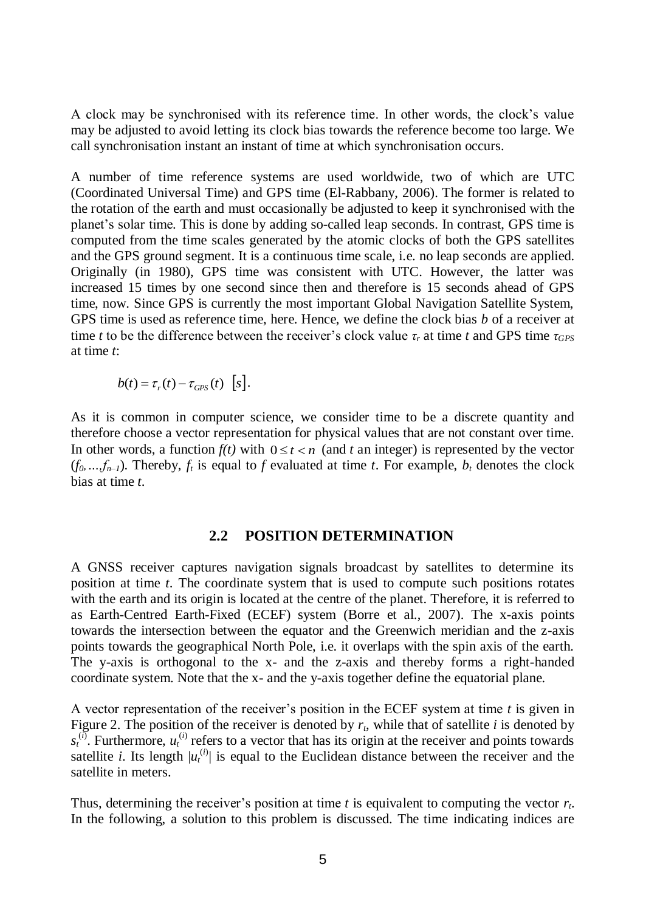A clock may be synchronised with its reference time. In other words, the clock's value may be adjusted to avoid letting its clock bias towards the reference become too large. We call synchronisation instant an instant of time at which synchronisation occurs.

A number of time reference systems are used worldwide, two of which are UTC (Coordinated Universal Time) and GPS time (El-Rabbany, 2006). The former is related to the rotation of the earth and must occasionally be adjusted to keep it synchronised with the planet's solar time. This is done by adding so-called leap seconds. In contrast, GPS time is computed from the time scales generated by the atomic clocks of both the GPS satellites and the GPS ground segment. It is a continuous time scale, i.e. no leap seconds are applied. Originally (in 1980), GPS time was consistent with UTC. However, the latter was increased 15 times by one second since then and therefore is 15 seconds ahead of GPS time, now. Since GPS is currently the most important Global Navigation Satellite System, GPS time is used as reference time, here. Hence, we define the clock bias $b$ of a receiver at time $t$ to be the difference between the receiver's clock value $\tau_r$ at time $t$ and GPS time $\tau_{GPS}$ at time $t$:

$$b(t) = \tau_r(t) - \tau_{GPS}(t) \quad [s].$$

As it is common in computer science, we consider time to be a discrete quantity and therefore choose a vector representation for physical values that are not constant over time. In other words, a function $f(t)$ with $0 \le t < n$ (and $t$ an integer) is represented by the vector $(f_0, \ldots, f_{n-1})$. Thereby, $f_t$ is equal to $f$ evaluated at time $t$. For example, $b_t$ denotes the clock bias at time $t$.

## 2.2 POSITION DETERMINATION

A GNSS receiver captures navigation signals broadcast by satellites to determine its position at time $t$. The coordinate system that is used to compute such positions rotates with the earth and its origin is located at the centre of the planet. Therefore, it is referred to as Earth-Centred Earth-Fixed (ECEF) system (Borre et al., 2007). The x-axis points towards the intersection between the equator and the Greenwich meridian and the z-axis points towards the geographical North Pole, i.e. it overlaps with the spin axis of the earth. The y-axis is orthogonal to the x- and the z-axis and thereby forms a right-handed coordinate system. Note that the x- and the y-axis together define the equatorial plane.

A vector representation of the receiver's position in the ECEF system at time $t$ is given in Figure 2. The position of the receiver is denoted by $r_t$, while that of satellite $i$ is denoted by $s_t^{(i)}$. Furthermore, $u_t^{(i)}$ refers to a vector that has its origin at the receiver and points towards satellite $i$. Its length $|u_t^{(i)}|$ is equal to the Euclidean distance between the receiver and the satellite in meters.

Thus, determining the receiver's position at time $t$ is equivalent to computing the vector $r_t$. In the following, a solution to this problem is discussed. The time indicating indices are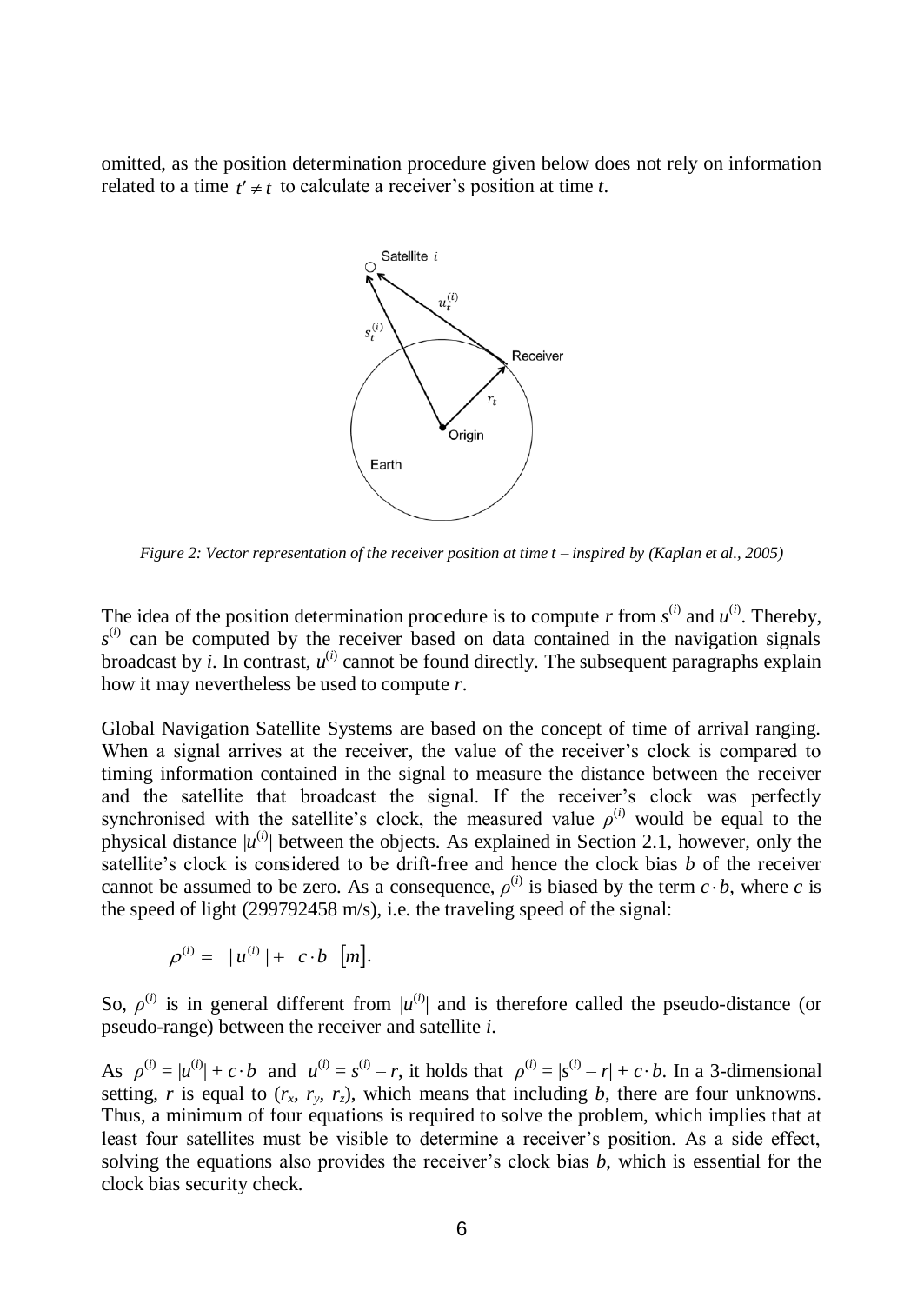omitted, as the position determination procedure given below does not rely on information related to a time $t' \neq t$ to calculate a receiver's position at time *t*.

Satellite $i$

$u_t^{(i)}$

$s_t^{(i)}$

Receiver

$r_t$

Origin

Earth

*Figure 2: Vector representation of the receiver position at time t – inspired by (Kaplan et al., 2005)*

The idea of the position determination procedure is to compute *r* from $s^{(i)}$ and $u^{(i)}$. Thereby, $s^{(i)}$ can be computed by the receiver based on data contained in the navigation signals broadcast by *i*. In contrast, $u^{(i)}$ cannot be found directly. The subsequent paragraphs explain how it may nevertheless be used to compute *r*.

Global Navigation Satellite Systems are based on the concept of time of arrival ranging. When a signal arrives at the receiver, the value of the receiver's clock is compared to timing information contained in the signal to measure the distance between the receiver and the satellite that broadcast the signal. If the receiver's clock was perfectly synchronised with the satellite's clock, the measured value $\rho^{(i)}$ would be equal to the physical distance $|u^{(i)}|$ between the objects. As explained in Section 2.1, however, only the satellite's clock is considered to be drift-free and hence the clock bias *b* of the receiver cannot be assumed to be zero. As a consequence, $\rho^{(i)}$ is biased by the term $c \cdot b$, where *c* is the speed of light (299792458 m/s), i.e. the traveling speed of the signal:

$$\rho^{(i)} = |u^{(i)}| + c \cdot b \quad [m].$$

So, $\rho^{(i)}$ is in general different from $|u^{(i)}|$ and is therefore called the pseudo-distance (or pseudo-range) between the receiver and satellite *i*.

As $\rho^{(i)} = |u^{(i)}| + c \cdot b$ and $u^{(i)} = s^{(i)} - r$, it holds that $\rho^{(i)} = |s^{(i)} - r| + c \cdot b$. In a 3-dimensional setting, *r* is equal to $(r_x, r_y, r_z)$, which means that including *b*, there are four unknowns. Thus, a minimum of four equations is required to solve the problem, which implies that at least four satellites must be visible to determine a receiver's position. As a side effect, solving the equations also provides the receiver's clock bias *b*, which is essential for the clock bias security check.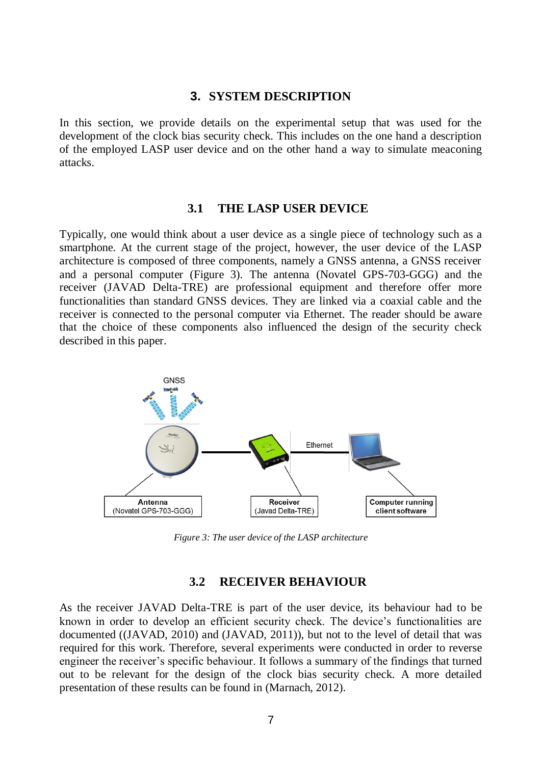## 3. SYSTEM DESCRIPTION

In this section, we provide details on the experimental setup that was used for the development of the clock bias security check. This includes on the one hand a description of the employed LASP user device and on the other hand a way to simulate meaconing attacks.

### 3.1 THE LASP USER DEVICE

Typically, one would think about a user device as a single piece of technology such as a smartphone. At the current stage of the project, however, the user device of the LASP architecture is composed of three components, namely a GNSS antenna, a GNSS receiver and a personal computer (Figure 3). The antenna (Novatel GPS-703-GGG) and the receiver (JAVAD Delta-TRE) are professional equipment and therefore offer more functionalities than standard GNSS devices. They are linked via a coaxial cable and the receiver is connected to the personal computer via Ethernet. The reader should be aware that the choice of these components also influenced the design of the security check described in this paper.

GNSS

Ethernet

Antenna
(Novatel GPS-703-GGG)

Receiver
(Javad Delta-TRE)

Computer running
client software

*Figure 3: The user device of the LASP architecture*

### 3.2 RECEIVER BEHAVIOUR

As the receiver JAVAD Delta-TRE is part of the user device, its behaviour had to be known in order to develop an efficient security check. The device's functionalities are documented ((JAVAD, 2010) and (JAVAD, 2011)), but not to the level of detail that was required for this work. Therefore, several experiments were conducted in order to reverse engineer the receiver's specific behaviour. It follows a summary of the findings that turned out to be relevant for the design of the clock bias security check. A more detailed presentation of these results can be found in (Marnach, 2012).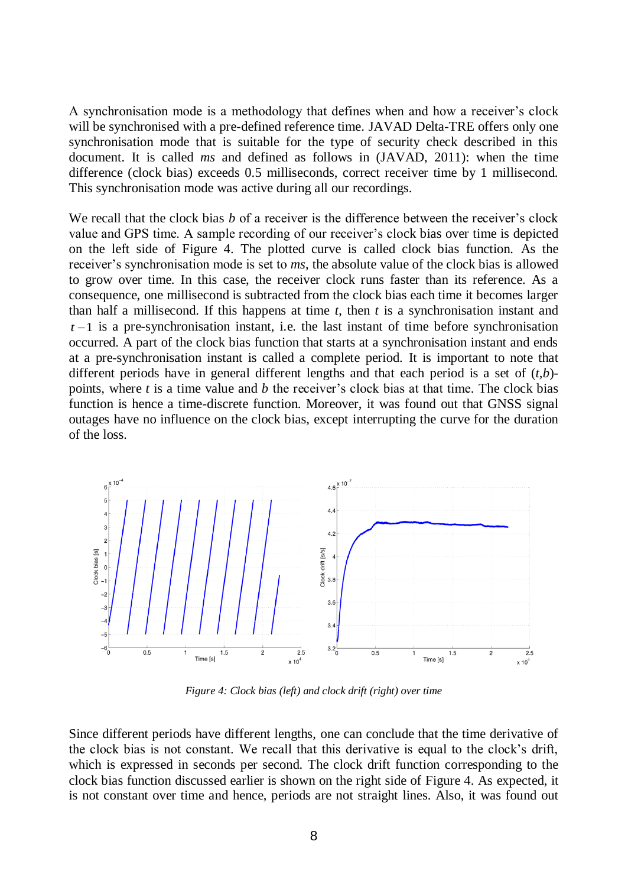A synchronisation mode is a methodology that defines when and how a receiver's clock will be synchronised with a pre-defined reference time. JAVAD Delta-TRE offers only one synchronisation mode that is suitable for the type of security check described in this document. It is called *ms* and defined as follows in (JAVAD, 2011): when the time difference (clock bias) exceeds 0.5 milliseconds, correct receiver time by 1 millisecond. This synchronisation mode was active during all our recordings.

We recall that the clock bias $b$ of a receiver is the difference between the receiver's clock value and GPS time. A sample recording of our receiver's clock bias over time is depicted on the left side of Figure 4. The plotted curve is called clock bias function. As the receiver's synchronisation mode is set to *ms*, the absolute value of the clock bias is allowed to grow over time. In this case, the receiver clock runs faster than its reference. As a consequence, one millisecond is subtracted from the clock bias each time it becomes larger than half a millisecond. If this happens at time $t$, then $t$ is a synchronisation instant and $t-1$ is a pre-synchronisation instant, i.e. the last instant of time before synchronisation occurred. A part of the clock bias function that starts at a synchronisation instant and ends at a pre-synchronisation instant is called a complete period. It is important to note that different periods have in general different lengths and that each period is a set of $(t,b)$-points, where $t$ is a time value and $b$ the receiver's clock bias at that time. The clock bias function is hence a time-discrete function. Moreover, it was found out that GNSS signal outages have no influence on the clock bias, except interrupting the curve for the duration of the loss.

x 10^-4
Clock bias [s]
6
5
4
3
2
1
0
-1
-2
-3
-4
-5
-6
0
0.5
1
1.5
2
2.5
Time [s]
x 10^4

x 10^-7
Clock drift [s/s]
4.6
4.4
4.2
4
3.8
3.6
3.4
3.2
0
0.5
1
1.5
2
2.5
Time [s]
x 10^4

*Figure 4: Clock bias (left) and clock drift (right) over time*

Since different periods have different lengths, one can conclude that the time derivative of the clock bias is not constant. We recall that this derivative is equal to the clock's drift, which is expressed in seconds per second. The clock drift function corresponding to the clock bias function discussed earlier is shown on the right side of Figure 4. As expected, it is not constant over time and hence, periods are not straight lines. Also, it was found out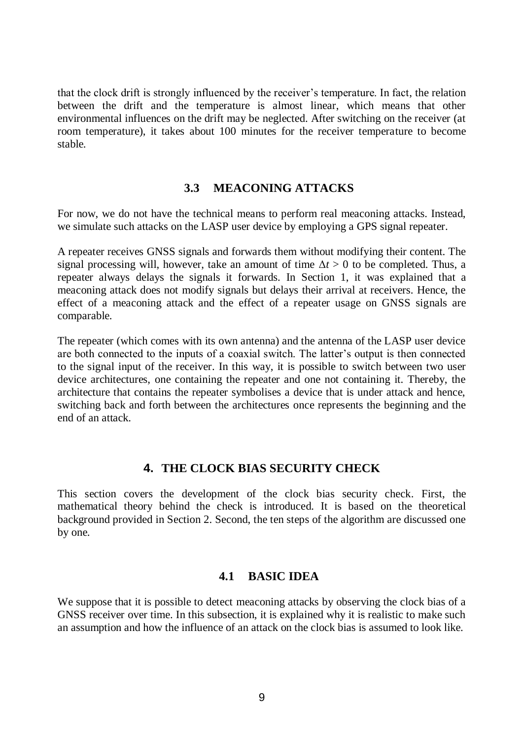that the clock drift is strongly influenced by the receiver's temperature. In fact, the relation between the drift and the temperature is almost linear, which means that other environmental influences on the drift may be neglected. After switching on the receiver (at room temperature), it takes about 100 minutes for the receiver temperature to become stable.

### 3.3 MEACONING ATTACKS

For now, we do not have the technical means to perform real meaconing attacks. Instead, we simulate such attacks on the LASP user device by employing a GPS signal repeater.

A repeater receives GNSS signals and forwards them without modifying their content. The signal processing will, however, take an amount of time $\Delta t > 0$ to be completed. Thus, a repeater always delays the signals it forwards. In Section 1, it was explained that a meaconing attack does not modify signals but delays their arrival at receivers. Hence, the effect of a meaconing attack and the effect of a repeater usage on GNSS signals are comparable.

The repeater (which comes with its own antenna) and the antenna of the LASP user device are both connected to the inputs of a coaxial switch. The latter's output is then connected to the signal input of the receiver. In this way, it is possible to switch between two user device architectures, one containing the repeater and one not containing it. Thereby, the architecture that contains the repeater symbolises a device that is under attack and hence, switching back and forth between the architectures once represents the beginning and the end of an attack.

## 4. THE CLOCK BIAS SECURITY CHECK

This section covers the development of the clock bias security check. First, the mathematical theory behind the check is introduced. It is based on the theoretical background provided in Section 2. Second, the ten steps of the algorithm are discussed one by one.

### 4.1 BASIC IDEA

We suppose that it is possible to detect meaconing attacks by observing the clock bias of a GNSS receiver over time. In this subsection, it is explained why it is realistic to make such an assumption and how the influence of an attack on the clock bias is assumed to look like.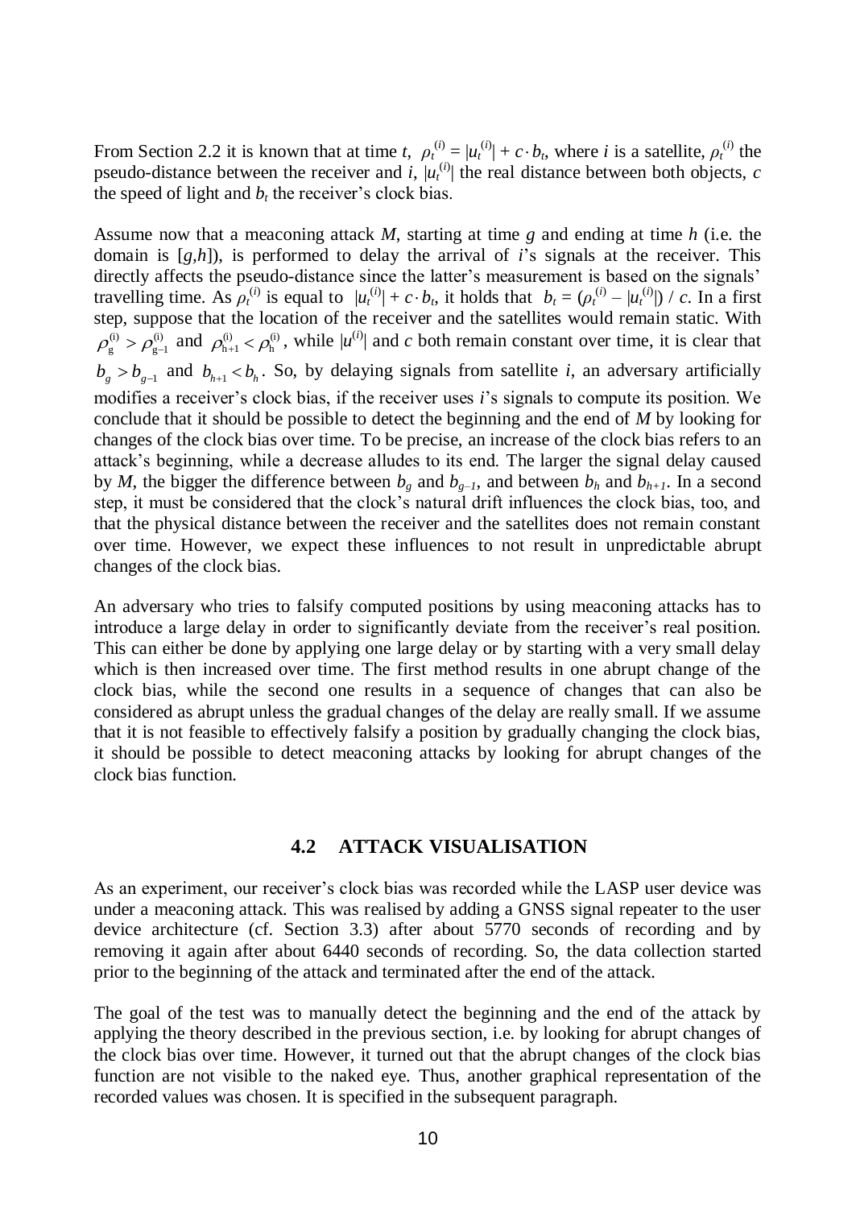From Section 2.2 it is known that at time *t*, $\rho_t^{(i)} = |u_t^{(i)}| + c \cdot b_t$, where *i* is a satellite, $\rho_t^{(i)}$ the pseudo-distance between the receiver and *i*, $|u_t^{(i)}|$ the real distance between both objects, *c* the speed of light and $b_t$ the receiver's clock bias.

Assume now that a meaconing attack *M*, starting at time *g* and ending at time *h* (i.e. the domain is $[g,h]$), is performed to delay the arrival of *i*'s signals at the receiver. This directly affects the pseudo-distance since the latter's measurement is based on the signals' travelling time. As $\rho_t^{(i)}$ is equal to $|u_t^{(i)}| + c \cdot b_t$, it holds that $b_t = (\rho_t^{(i)} - |u_t^{(i)}|) / c$. In a first step, suppose that the location of the receiver and the satellites would remain static. With $\rho_g^{(i)} > \rho_{g-1}^{(i)}$ and $\rho_{h+1}^{(i)} < \rho_h^{(i)}$, while $|u^{(i)}|$ and *c* both remain constant over time, it is clear that $b_g > b_{g-1}$ and $b_{h+1} < b_h$. So, by delaying signals from satellite *i*, an adversary artificially modifies a receiver's clock bias, if the receiver uses *i*'s signals to compute its position. We conclude that it should be possible to detect the beginning and the end of *M* by looking for changes of the clock bias over time. To be precise, an increase of the clock bias refers to an attack's beginning, while a decrease alludes to its end. The larger the signal delay caused by *M*, the bigger the difference between $b_g$ and $b_{g-1}$, and between $b_h$ and $b_{h+1}$. In a second step, it must be considered that the clock's natural drift influences the clock bias, too, and that the physical distance between the receiver and the satellites does not remain constant over time. However, we expect these influences to not result in unpredictable abrupt changes of the clock bias.

An adversary who tries to falsify computed positions by using meaconing attacks has to introduce a large delay in order to significantly deviate from the receiver's real position. This can either be done by applying one large delay or by starting with a very small delay which is then increased over time. The first method results in one abrupt change of the clock bias, while the second one results in a sequence of changes that can also be considered as abrupt unless the gradual changes of the delay are really small. If we assume that it is not feasible to effectively falsify a position by gradually changing the clock bias, it should be possible to detect meaconing attacks by looking for abrupt changes of the clock bias function.

## 4.2 ATTACK VISUALISATION

As an experiment, our receiver's clock bias was recorded while the LASP user device was under a meaconing attack. This was realised by adding a GNSS signal repeater to the user device architecture (cf. Section 3.3) after about 5770 seconds of recording and by removing it again after about 6440 seconds of recording. So, the data collection started prior to the beginning of the attack and terminated after the end of the attack.

The goal of the test was to manually detect the beginning and the end of the attack by applying the theory described in the previous section, i.e. by looking for abrupt changes of the clock bias over time. However, it turned out that the abrupt changes of the clock bias function are not visible to the naked eye. Thus, another graphical representation of the recorded values was chosen. It is specified in the subsequent paragraph.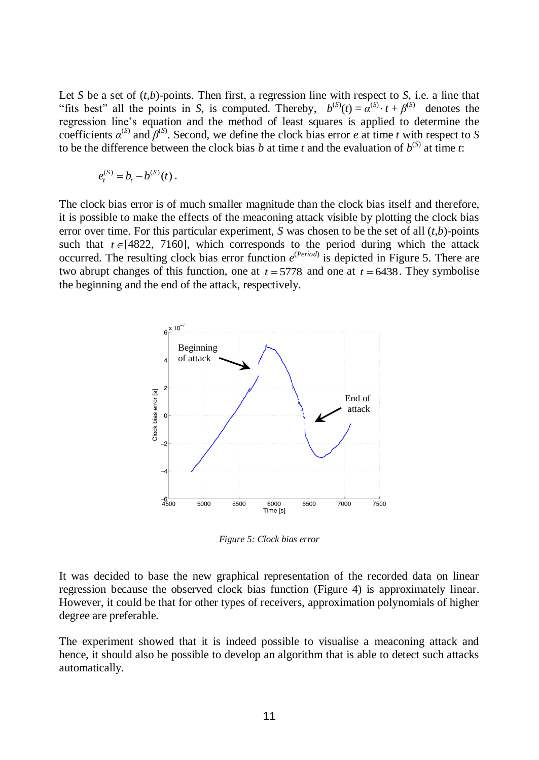Let $S$ be a set of $(t,b)$-points. Then first, a regression line with respect to $S$, i.e. a line that "fits best" all the points in $S$, is computed. Thereby, $b^{(S)}(t) = \alpha^{(S)} \cdot t + \beta^{(S)}$ denotes the regression line's equation and the method of least squares is applied to determine the coefficients $\alpha^{(S)}$ and $\beta^{(S)}$. Second, we define the clock bias error $e$ at time $t$ with respect to $S$ to be the difference between the clock bias $b$ at time $t$ and the evaluation of $b^{(S)}$ at time $t$:

$$e_t^{(S)} = b_t - b^{(S)}(t).$$

The clock bias error is of much smaller magnitude than the clock bias itself and therefore, it is possible to make the effects of the meaconing attack visible by plotting the clock bias error over time. For this particular experiment, $S$ was chosen to be the set of all $(t,b)$-points such that $t \in [4822, 7160]$, which corresponds to the period during which the attack occurred. The resulting clock bias error function $e^{(Period)}$ is depicted in Figure 5. There are two abrupt changes of this function, one at $t = 5778$ and one at $t = 6438$. They symbolise the beginning and the end of the attack, respectively.

x 10^-7
6
4
2
0
-2
-4
-6
Clock bias error [s]
4500 5000 5500 6000 6500 7000 7500
Time [s]
Beginning of attack
End of attack

*Figure 5: Clock bias error*

It was decided to base the new graphical representation of the recorded data on linear regression because the observed clock bias function (Figure 4) is approximately linear. However, it could be that for other types of receivers, approximation polynomials of higher degree are preferable.

The experiment showed that it is indeed possible to visualise a meaconing attack and hence, it should also be possible to develop an algorithm that is able to detect such attacks automatically.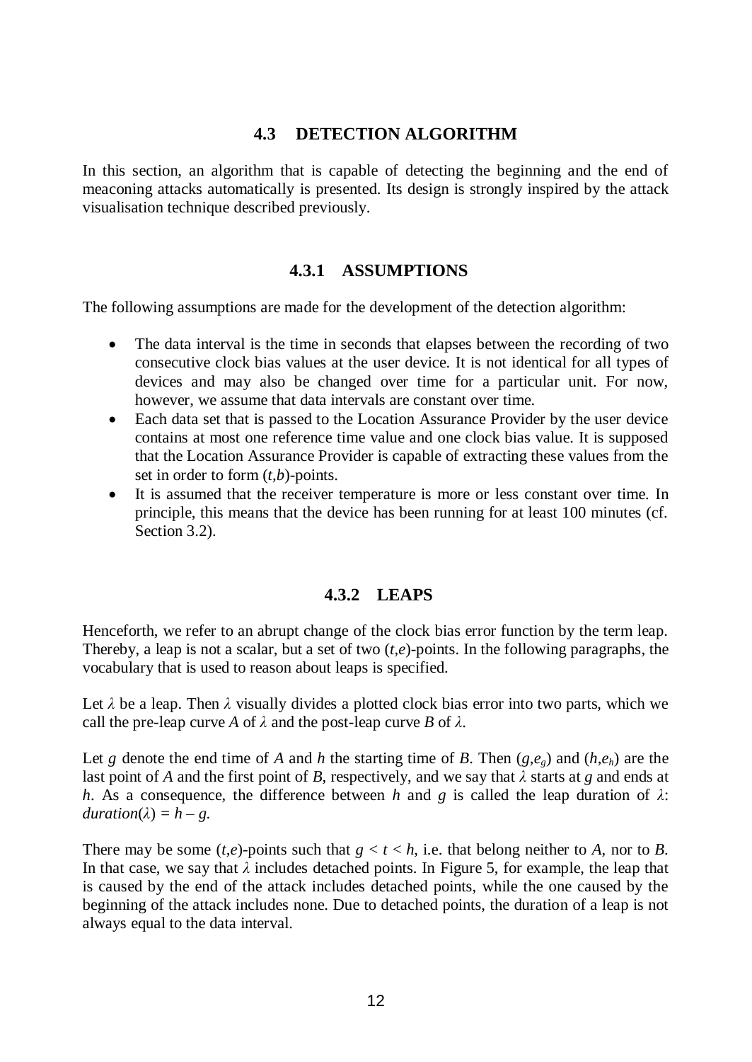## 4.3 DETECTION ALGORITHM

In this section, an algorithm that is capable of detecting the beginning and the end of meaconing attacks automatically is presented. Its design is strongly inspired by the attack visualisation technique described previously.

### 4.3.1 ASSUMPTIONS

The following assumptions are made for the development of the detection algorithm:

- The data interval is the time in seconds that elapses between the recording of two consecutive clock bias values at the user device. It is not identical for all types of devices and may also be changed over time for a particular unit. For now, however, we assume that data intervals are constant over time.
- Each data set that is passed to the Location Assurance Provider by the user device contains at most one reference time value and one clock bias value. It is supposed that the Location Assurance Provider is capable of extracting these values from the set in order to form $(t,b)$-points.
- It is assumed that the receiver temperature is more or less constant over time. In principle, this means that the device has been running for at least 100 minutes (cf. Section 3.2).

### 4.3.2 LEAPS

Henceforth, we refer to an abrupt change of the clock bias error function by the term leap. Thereby, a leap is not a scalar, but a set of two $(t,e)$-points. In the following paragraphs, the vocabulary that is used to reason about leaps is specified.

Let $\lambda$ be a leap. Then $\lambda$ visually divides a plotted clock bias error into two parts, which we call the pre-leap curve $A$ of $\lambda$ and the post-leap curve $B$ of $\lambda$.

Let $g$ denote the end time of $A$ and $h$ the starting time of $B$. Then $(g,e_g)$ and $(h,e_h)$ are the last point of $A$ and the first point of $B$, respectively, and we say that $\lambda$ starts at $g$ and ends at $h$. As a consequence, the difference between $h$ and $g$ is called the leap duration of $\lambda$: $duration(\lambda) = h - g$.

There may be some $(t,e)$-points such that $g < t < h$, i.e. that belong neither to $A$, nor to $B$. In that case, we say that $\lambda$ includes detached points. In Figure 5, for example, the leap that is caused by the end of the attack includes detached points, while the one caused by the beginning of the attack includes none. Due to detached points, the duration of a leap is not always equal to the data interval.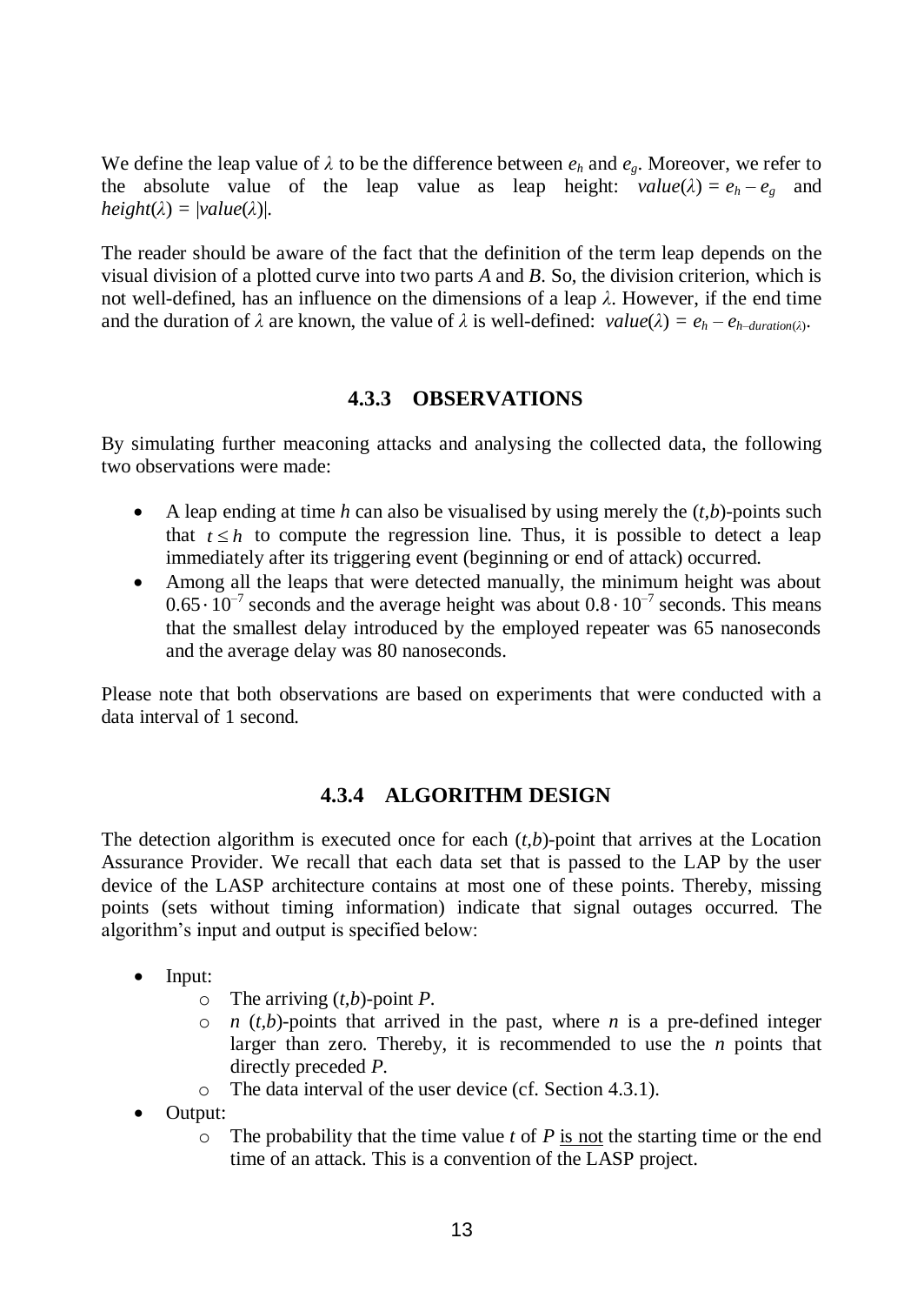We define the leap value of $\lambda$ to be the difference between $e_h$ and $e_g$. Moreover, we refer to the absolute value of the leap value as leap height: $value(\lambda) = e_h - e_g$ and $height(\lambda) = |value(\lambda)|$.

The reader should be aware of the fact that the definition of the term leap depends on the visual division of a plotted curve into two parts *A* and *B*. So, the division criterion, which is not well-defined, has an influence on the dimensions of a leap $\lambda$. However, if the end time and the duration of $\lambda$ are known, the value of $\lambda$ is well-defined: $value(\lambda) = e_h - e_{h-duration(\lambda)}$.

### 4.3.3 OBSERVATIONS

By simulating further meaconing attacks and analysing the collected data, the following two observations were made:

- A leap ending at time *h* can also be visualised by using merely the $(t,b)$-points such that $t \leq h$ to compute the regression line. Thus, it is possible to detect a leap immediately after its triggering event (beginning or end of attack) occurred.
- Among all the leaps that were detected manually, the minimum height was about $0.65 \cdot 10^{-7}$ seconds and the average height was about $0.8 \cdot 10^{-7}$ seconds. This means that the smallest delay introduced by the employed repeater was 65 nanoseconds and the average delay was 80 nanoseconds.

Please note that both observations are based on experiments that were conducted with a data interval of 1 second.

### 4.3.4 ALGORITHM DESIGN

The detection algorithm is executed once for each $(t,b)$-point that arrives at the Location Assurance Provider. We recall that each data set that is passed to the LAP by the user device of the LASP architecture contains at most one of these points. Thereby, missing points (sets without timing information) indicate that signal outages occurred. The algorithm's input and output is specified below:

- Input:
  - The arriving $(t,b)$-point *P*.
  - *n* $(t,b)$-points that arrived in the past, where *n* is a pre-defined integer larger than zero. Thereby, it is recommended to use the *n* points that directly preceded *P*.
  - The data interval of the user device (cf. Section 4.3.1).
- Output:
  - The probability that the time value *t* of *P* is not the starting time or the end time of an attack. This is a convention of the LASP project.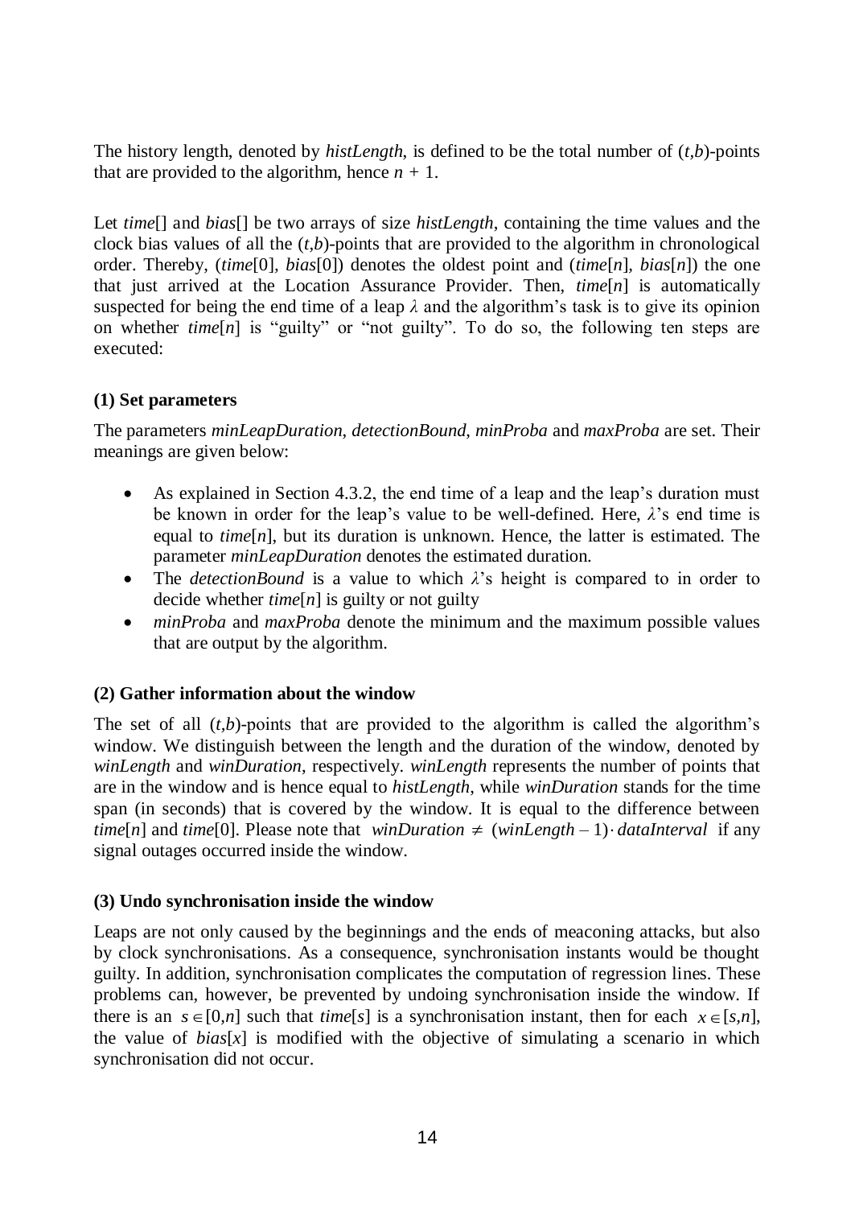The history length, denoted by *histLength*, is defined to be the total number of $(t,b)$-points that are provided to the algorithm, hence $n + 1$.

Let *time*[] and *bias*[] be two arrays of size *histLength*, containing the time values and the clock bias values of all the $(t,b)$-points that are provided to the algorithm in chronological order. Thereby, (*time*[0], *bias*[0]) denotes the oldest point and (*time*[*n*], *bias*[*n*]) the one that just arrived at the Location Assurance Provider. Then, *time*[*n*] is automatically suspected for being the end time of a leap $\lambda$ and the algorithm's task is to give its opinion on whether *time*[*n*] is "guilty" or "not guilty". To do so, the following ten steps are executed:

**(1) Set parameters**

The parameters *minLeapDuration*, *detectionBound*, *minProba* and *maxProba* are set. Their meanings are given below:

- As explained in Section 4.3.2, the end time of a leap and the leap's duration must be known in order for the leap's value to be well-defined. Here, $\lambda$'s end time is equal to *time*[*n*], but its duration is unknown. Hence, the latter is estimated. The parameter *minLeapDuration* denotes the estimated duration.
- The *detectionBound* is a value to which $\lambda$'s height is compared to in order to decide whether *time*[*n*] is guilty or not guilty
- *minProba* and *maxProba* denote the minimum and the maximum possible values that are output by the algorithm.

**(2) Gather information about the window**

The set of all $(t,b)$-points that are provided to the algorithm is called the algorithm's window. We distinguish between the length and the duration of the window, denoted by *winLength* and *winDuration*, respectively. *winLength* represents the number of points that are in the window and is hence equal to *histLength*, while *winDuration* stands for the time span (in seconds) that is covered by the window. It is equal to the difference between *time*[*n*] and *time*[0]. Please note that $winDuration \neq (winLength - 1) \cdot dataInterval$ if any signal outages occurred inside the window.

**(3) Undo synchronisation inside the window**

Leaps are not only caused by the beginnings and the ends of meaconing attacks, but also by clock synchronisations. As a consequence, synchronisation instants would be thought guilty. In addition, synchronisation complicates the computation of regression lines. These problems can, however, be prevented by undoing synchronisation inside the window. If there is an $s \in [0,n]$ such that *time*[*s*] is a synchronisation instant, then for each $x \in [s,n]$, the value of *bias*[*x*] is modified with the objective of simulating a scenario in which synchronisation did not occur.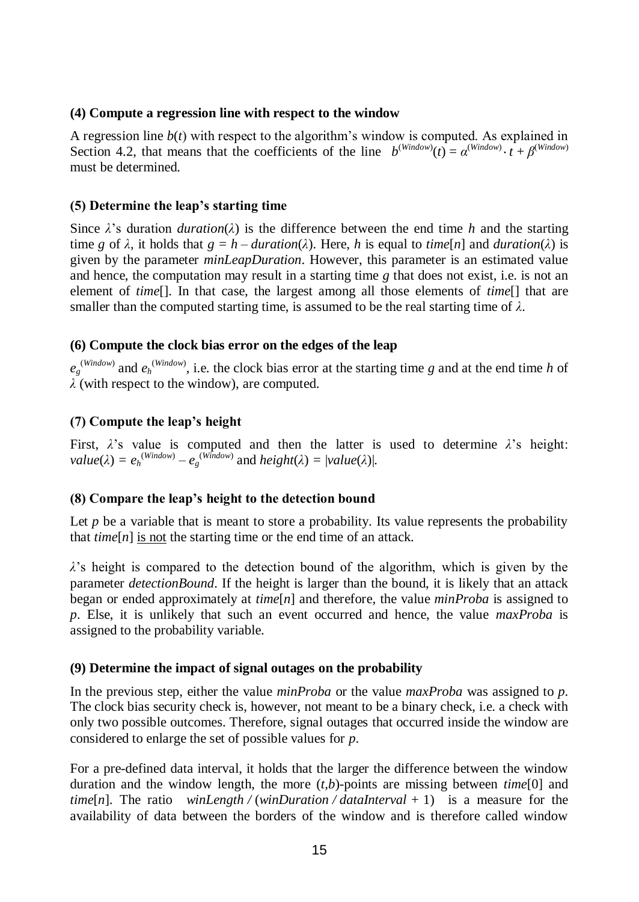**(4) Compute a regression line with respect to the window**

A regression line $b(t)$ with respect to the algorithm's window is computed. As explained in Section 4.2, that means that the coefficients of the line $b^{(Window)}(t) = \alpha^{(Window)} \cdot t + \beta^{(Window)}$ must be determined.

**(5) Determine the leap's starting time**

Since $\lambda$'s duration $duration(\lambda)$ is the difference between the end time $h$ and the starting time $g$ of $\lambda$, it holds that $g = h - duration(\lambda)$. Here, $h$ is equal to $time[n]$ and $duration(\lambda)$ is given by the parameter *minLeapDuration*. However, this parameter is an estimated value and hence, the computation may result in a starting time $g$ that does not exist, i.e. is not an element of *time*[]. In that case, the largest among all those elements of *time*[] that are smaller than the computed starting time, is assumed to be the real starting time of $\lambda$.

**(6) Compute the clock bias error on the edges of the leap**

$e_g^{(Window)}$ and $e_h^{(Window)}$, i.e. the clock bias error at the starting time $g$ and at the end time $h$ of $\lambda$ (with respect to the window), are computed.

**(7) Compute the leap's height**

First, $\lambda$'s value is computed and then the latter is used to determine $\lambda$'s height: $value(\lambda) = e_h^{(Window)} - e_g^{(Window)}$ and $height(\lambda) = |value(\lambda)|$.

**(8) Compare the leap's height to the detection bound**

Let $p$ be a variable that is meant to store a probability. Its value represents the probability that $time[n]$ is not the starting time or the end time of an attack.

$\lambda$'s height is compared to the detection bound of the algorithm, which is given by the parameter *detectionBound*. If the height is larger than the bound, it is likely that an attack began or ended approximately at $time[n]$ and therefore, the value *minProba* is assigned to $p$. Else, it is unlikely that such an event occurred and hence, the value *maxProba* is assigned to the probability variable.

**(9) Determine the impact of signal outages on the probability**

In the previous step, either the value *minProba* or the value *maxProba* was assigned to $p$. The clock bias security check is, however, not meant to be a binary check, i.e. a check with only two possible outcomes. Therefore, signal outages that occurred inside the window are considered to enlarge the set of possible values for $p$.

For a pre-defined data interval, it holds that the larger the difference between the window duration and the window length, the more $(t,b)$-points are missing between $time[0]$ and $time[n]$. The ratio $winLength / (winDuration / dataInterval + 1)$ is a measure for the availability of data between the borders of the window and is therefore called window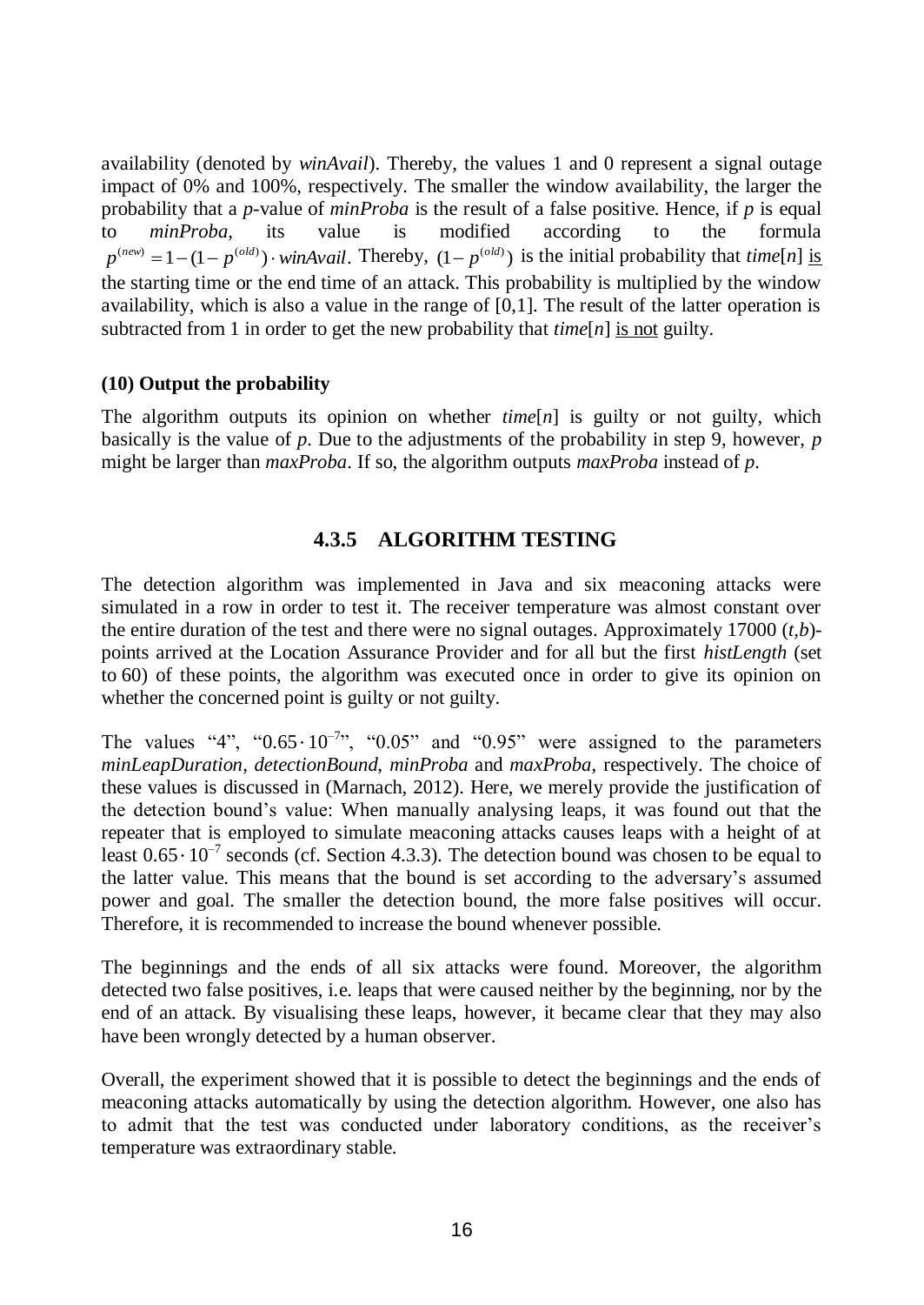availability (denoted by *winAvail*). Thereby, the values 1 and 0 represent a signal outage impact of 0% and 100%, respectively. The smaller the window availability, the larger the probability that a *p*-value of *minProba* is the result of a false positive. Hence, if *p* is equal to *minProba*, its value is modified according to the formula $p^{(new)} = 1 - (1 - p^{(old)}) \cdot winAvail$. Thereby, $(1 - p^{(old)})$ is the initial probability that *time*[*n*] is the starting time or the end time of an attack. This probability is multiplied by the window availability, which is also a value in the range of [0,1]. The result of the latter operation is subtracted from 1 in order to get the new probability that *time*[*n*] is not guilty.

**(10) Output the probability**

The algorithm outputs its opinion on whether *time*[*n*] is guilty or not guilty, which basically is the value of *p*. Due to the adjustments of the probability in step 9, however, *p* might be larger than *maxProba*. If so, the algorithm outputs *maxProba* instead of *p*.

### 4.3.5 ALGORITHM TESTING

The detection algorithm was implemented in Java and six meaconing attacks were simulated in a row in order to test it. The receiver temperature was almost constant over the entire duration of the test and there were no signal outages. Approximately 17000 (*t*,*b*)-points arrived at the Location Assurance Provider and for all but the first *histLength* (set to 60) of these points, the algorithm was executed once in order to give its opinion on whether the concerned point is guilty or not guilty.

The values "4", "$0.65 \cdot 10^{-7}$", "0.05" and "0.95" were assigned to the parameters *minLeapDuration*, *detectionBound*, *minProba* and *maxProba*, respectively. The choice of these values is discussed in (Marnach, 2012). Here, we merely provide the justification of the detection bound's value: When manually analysing leaps, it was found out that the repeater that is employed to simulate meaconing attacks causes leaps with a height of at least $0.65 \cdot 10^{-7}$ seconds (cf. Section 4.3.3). The detection bound was chosen to be equal to the latter value. This means that the bound is set according to the adversary's assumed power and goal. The smaller the detection bound, the more false positives will occur. Therefore, it is recommended to increase the bound whenever possible.

The beginnings and the ends of all six attacks were found. Moreover, the algorithm detected two false positives, i.e. leaps that were caused neither by the beginning, nor by the end of an attack. By visualising these leaps, however, it became clear that they may also have been wrongly detected by a human observer.

Overall, the experiment showed that it is possible to detect the beginnings and the ends of meaconing attacks automatically by using the detection algorithm. However, one also has to admit that the test was conducted under laboratory conditions, as the receiver's temperature was extraordinary stable.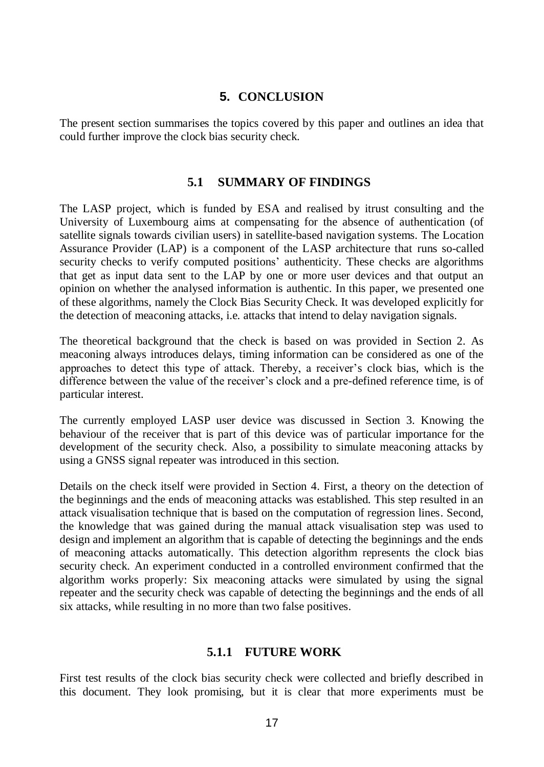# 5. CONCLUSION

The present section summarises the topics covered by this paper and outlines an idea that could further improve the clock bias security check.

## 5.1 SUMMARY OF FINDINGS

The LASP project, which is funded by ESA and realised by itrust consulting and the University of Luxembourg aims at compensating for the absence of authentication (of satellite signals towards civilian users) in satellite-based navigation systems. The Location Assurance Provider (LAP) is a component of the LASP architecture that runs so-called security checks to verify computed positions' authenticity. These checks are algorithms that get as input data sent to the LAP by one or more user devices and that output an opinion on whether the analysed information is authentic. In this paper, we presented one of these algorithms, namely the Clock Bias Security Check. It was developed explicitly for the detection of meaconing attacks, i.e. attacks that intend to delay navigation signals.

The theoretical background that the check is based on was provided in Section 2. As meaconing always introduces delays, timing information can be considered as one of the approaches to detect this type of attack. Thereby, a receiver's clock bias, which is the difference between the value of the receiver's clock and a pre-defined reference time, is of particular interest.

The currently employed LASP user device was discussed in Section 3. Knowing the behaviour of the receiver that is part of this device was of particular importance for the development of the security check. Also, a possibility to simulate meaconing attacks by using a GNSS signal repeater was introduced in this section.

Details on the check itself were provided in Section 4. First, a theory on the detection of the beginnings and the ends of meaconing attacks was established. This step resulted in an attack visualisation technique that is based on the computation of regression lines. Second, the knowledge that was gained during the manual attack visualisation step was used to design and implement an algorithm that is capable of detecting the beginnings and the ends of meaconing attacks automatically. This detection algorithm represents the clock bias security check. An experiment conducted in a controlled environment confirmed that the algorithm works properly: Six meaconing attacks were simulated by using the signal repeater and the security check was capable of detecting the beginnings and the ends of all six attacks, while resulting in no more than two false positives.

### 5.1.1 FUTURE WORK

First test results of the clock bias security check were collected and briefly described in this document. They look promising, but it is clear that more experiments must be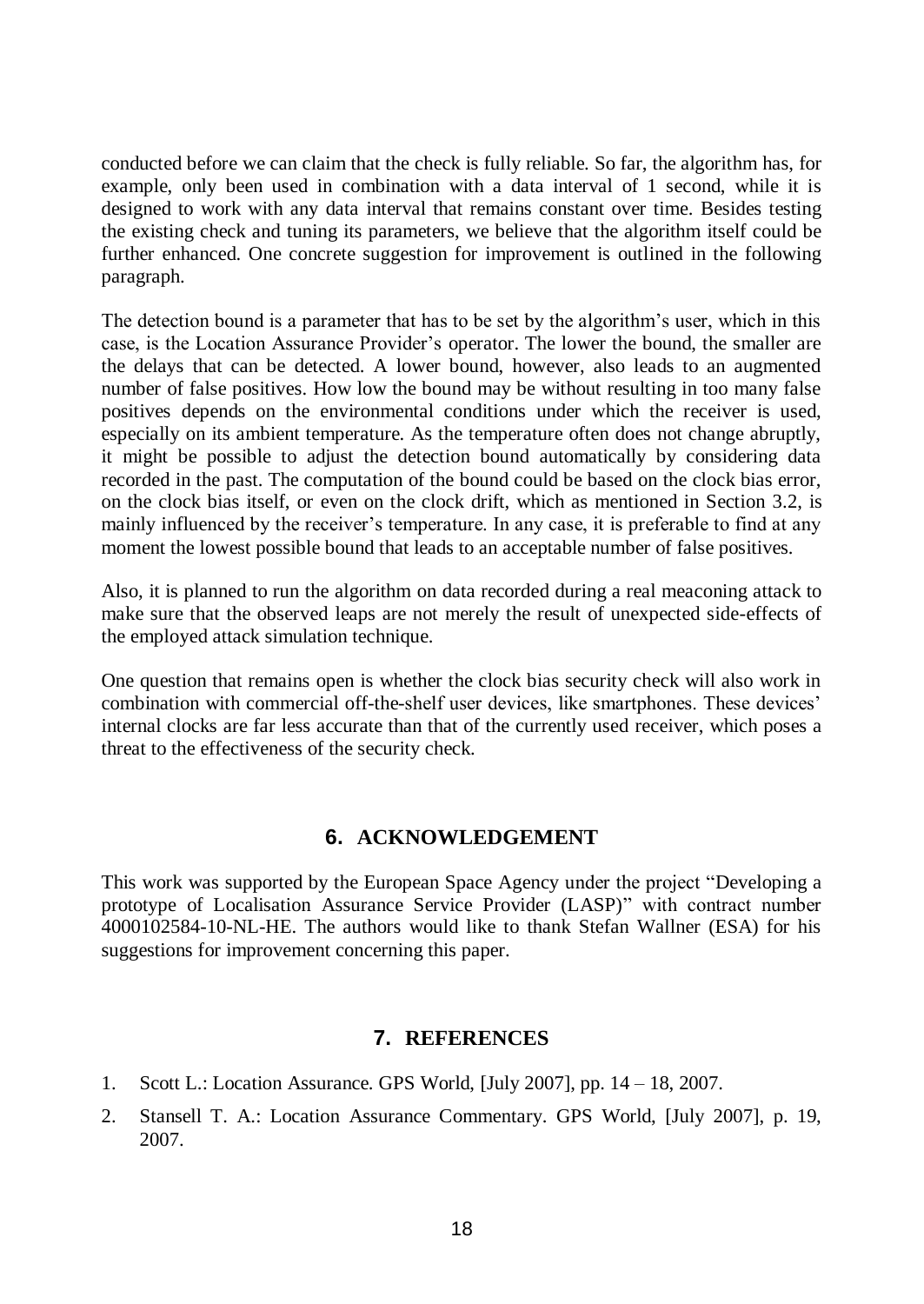conducted before we can claim that the check is fully reliable. So far, the algorithm has, for example, only been used in combination with a data interval of 1 second, while it is designed to work with any data interval that remains constant over time. Besides testing the existing check and tuning its parameters, we believe that the algorithm itself could be further enhanced. One concrete suggestion for improvement is outlined in the following paragraph.

The detection bound is a parameter that has to be set by the algorithm's user, which in this case, is the Location Assurance Provider's operator. The lower the bound, the smaller are the delays that can be detected. A lower bound, however, also leads to an augmented number of false positives. How low the bound may be without resulting in too many false positives depends on the environmental conditions under which the receiver is used, especially on its ambient temperature. As the temperature often does not change abruptly, it might be possible to adjust the detection bound automatically by considering data recorded in the past. The computation of the bound could be based on the clock bias error, on the clock bias itself, or even on the clock drift, which as mentioned in Section 3.2, is mainly influenced by the receiver's temperature. In any case, it is preferable to find at any moment the lowest possible bound that leads to an acceptable number of false positives.

Also, it is planned to run the algorithm on data recorded during a real meaconing attack to make sure that the observed leaps are not merely the result of unexpected side-effects of the employed attack simulation technique.

One question that remains open is whether the clock bias security check will also work in combination with commercial off-the-shelf user devices, like smartphones. These devices' internal clocks are far less accurate than that of the currently used receiver, which poses a threat to the effectiveness of the security check.

## 6. ACKNOWLEDGEMENT

This work was supported by the European Space Agency under the project "Developing a prototype of Localisation Assurance Service Provider (LASP)" with contract number 4000102584-10-NL-HE. The authors would like to thank Stefan Wallner (ESA) for his suggestions for improvement concerning this paper.

## 7. REFERENCES

1. Scott L.: Location Assurance. GPS World, [July 2007], pp. 14 – 18, 2007.
2. Stansell T. A.: Location Assurance Commentary. GPS World, [July 2007], p. 19, 2007.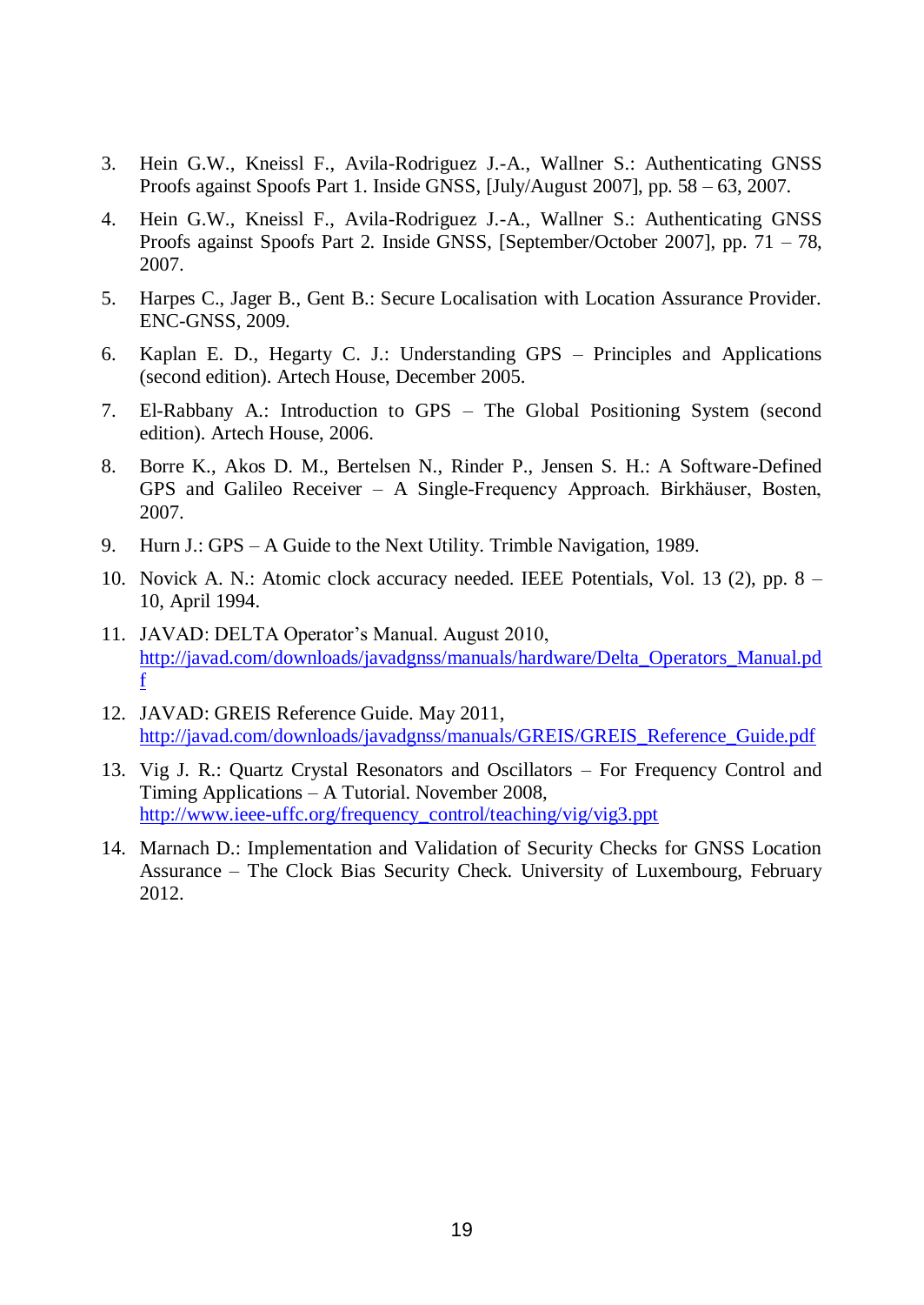3. Hein G.W., Kneissl F., Avila-Rodriguez J.-A., Wallner S.: Authenticating GNSS Proofs against Spoofs Part 1. Inside GNSS, [July/August 2007], pp. 58 – 63, 2007.
4. Hein G.W., Kneissl F., Avila-Rodriguez J.-A., Wallner S.: Authenticating GNSS Proofs against Spoofs Part 2. Inside GNSS, [September/October 2007], pp. 71 – 78, 2007.
5. Harpes C., Jager B., Gent B.: Secure Localisation with Location Assurance Provider. ENC-GNSS, 2009.
6. Kaplan E. D., Hegarty C. J.: Understanding GPS – Principles and Applications (second edition). Artech House, December 2005.
7. El-Rabbany A.: Introduction to GPS – The Global Positioning System (second edition). Artech House, 2006.
8. Borre K., Akos D. M., Bertelsen N., Rinder P., Jensen S. H.: A Software-Defined GPS and Galileo Receiver – A Single-Frequency Approach. Birkhäuser, Bosten, 2007.
9. Hurn J.: GPS – A Guide to the Next Utility. Trimble Navigation, 1989.
10. Novick A. N.: Atomic clock accuracy needed. IEEE Potentials, Vol. 13 (2), pp. 8 – 10, April 1994.
11. JAVAD: DELTA Operator's Manual. August 2010, http://javad.com/downloads/javadgnss/manuals/hardware/Delta_Operators_Manual.pdf
12. JAVAD: GREIS Reference Guide. May 2011, http://javad.com/downloads/javadgnss/manuals/GREIS/GREIS_Reference_Guide.pdf
13. Vig J. R.: Quartz Crystal Resonators and Oscillators – For Frequency Control and Timing Applications – A Tutorial. November 2008, http://www.ieee-uffc.org/frequency_control/teaching/vig/vig3.ppt
14. Marnach D.: Implementation and Validation of Security Checks for GNSS Location Assurance – The Clock Bias Security Check. University of Luxembourg, February 2012.